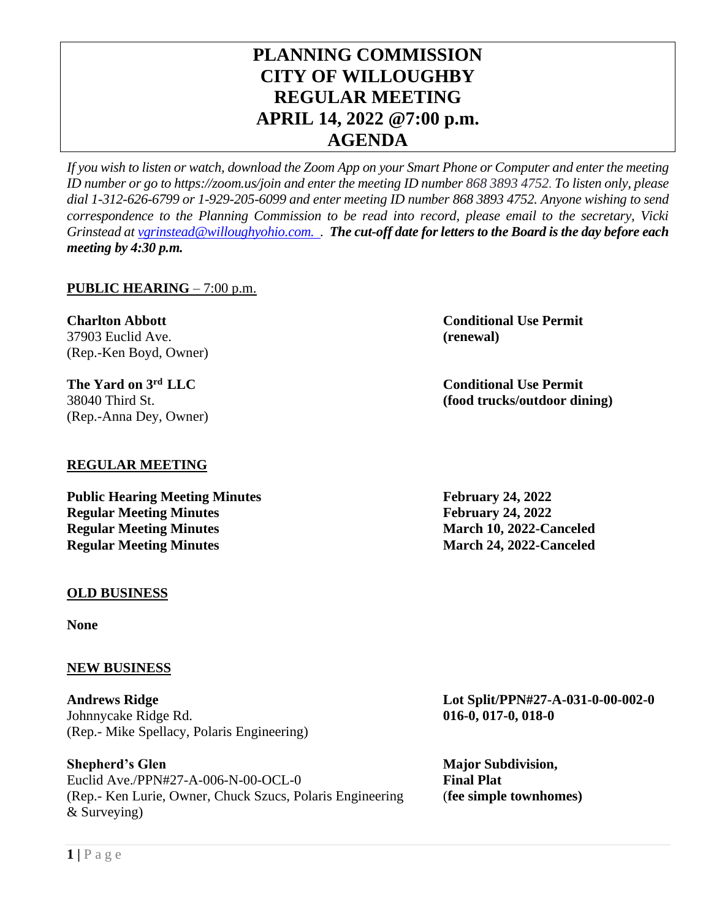# PLANNING COMMISSION
# CITY OF WILLOUGHBY
# REGULAR MEETING
# APRIL 14, 2022 @7:00 p.m.
# AGENDA

*If you wish to listen or watch, download the Zoom App on your Smart Phone or Computer and enter the meeting ID number or go to https://zoom.us/join and enter the meeting ID number 868 3893 4752. To listen only, please dial 1-312-626-6799 or 1-929-205-6099 and enter meeting ID number 868 3893 4752. Anyone wishing to send correspondence to the Planning Commission to be read into record, please email to the secretary, Vicki Grinstead at [vgrinstead@willoughyohio.com.](mailto:vgrinstead@willoughyohio.com) . **The cut-off date for letters to the Board is the day before each meeting by 4:30 p.m.***

## PUBLIC HEARING – 7:00 p.m.

**Charlton Abbott**
37903 Euclid Ave.
(Rep.-Ken Boyd, Owner)

**Conditional Use Permit (renewal)**

**The Yard on 3rd LLC**
38040 Third St.
(Rep.-Anna Dey, Owner)

**Conditional Use Permit (food trucks/outdoor dining)**

## REGULAR MEETING

| | |
|---|---|
| **Public Hearing Meeting Minutes** | **February 24, 2022** |
| **Regular Meeting Minutes** | **February 24, 2022** |
| **Regular Meeting Minutes** | **March 10, 2022-Canceled** |
| **Regular Meeting Minutes** | **March 24, 2022-Canceled** |

## OLD BUSINESS

**None**

## NEW BUSINESS

**Andrews Ridge**
Johnnycake Ridge Rd.
(Rep.- Mike Spellacy, Polaris Engineering)

**Lot Split/PPN#27-A-031-0-00-002-0 016-0, 017-0, 018-0**

**Shepherd's Glen**
Euclid Ave./PPN#27-A-006-N-00-OCL-0
(Rep.- Ken Lurie, Owner, Chuck Szucs, Polaris Engineering & Surveying)

**Major Subdivision, Final Plat (fee simple townhomes)**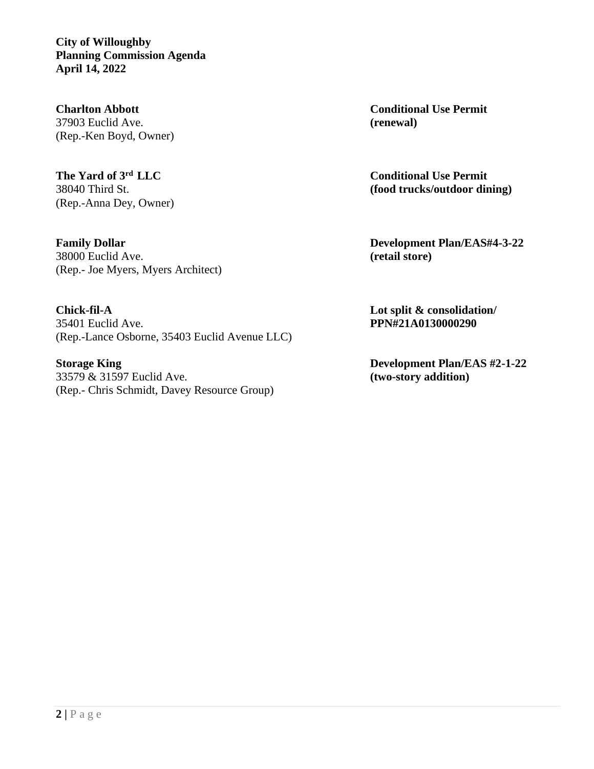**City of Willoughby**
**Planning Commission Agenda**
**April 14, 2022**

**Charlton Abbott**
37903 Euclid Ave.
(Rep.-Ken Boyd, Owner)

**Conditional Use Permit (renewal)**

**The Yard of 3rd LLC**
38040 Third St.
(Rep.-Anna Dey, Owner)

**Conditional Use Permit (food trucks/outdoor dining)**

**Family Dollar**
38000 Euclid Ave.
(Rep.- Joe Myers, Myers Architect)

**Development Plan/EAS#4-3-22 (retail store)**

**Chick-fil-A**
35401 Euclid Ave.
(Rep.-Lance Osborne, 35403 Euclid Avenue LLC)

**Lot split & consolidation/ PPN#21A0130000290**

**Storage King**
33579 & 31597 Euclid Ave.
(Rep.- Chris Schmidt, Davey Resource Group)

**Development Plan/EAS #2-1-22 (two-story addition)**